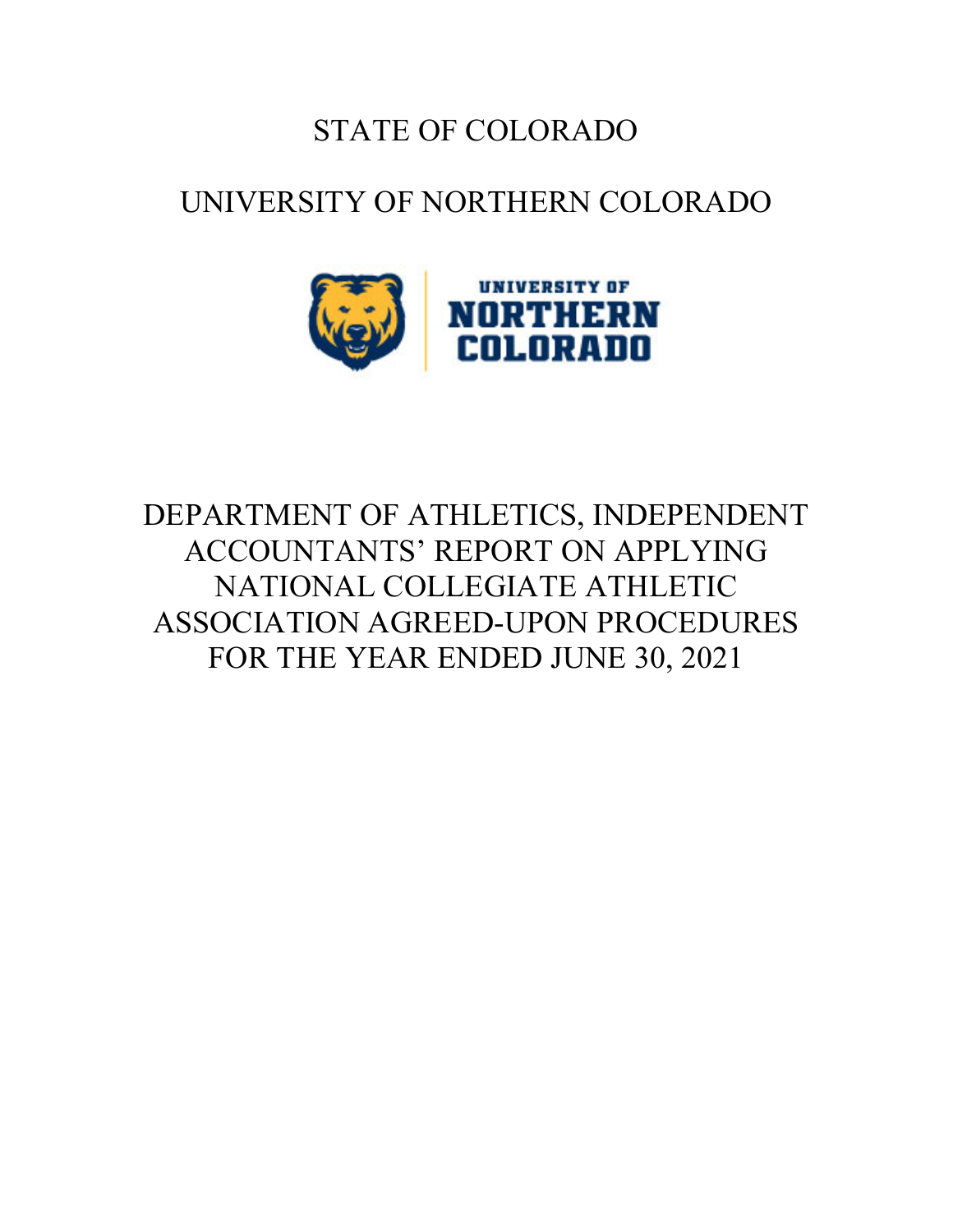# STATE OF COLORADO

# UNIVERSITY OF NORTHERN COLORADO

UNIVERSITY OF NORTHERN COLORADO

## DEPARTMENT OF ATHLETICS, INDEPENDENT ACCOUNTANTS' REPORT ON APPLYING NATIONAL COLLEGIATE ATHLETIC ASSOCIATION AGREED-UPON PROCEDURES FOR THE YEAR ENDED JUNE 30, 2021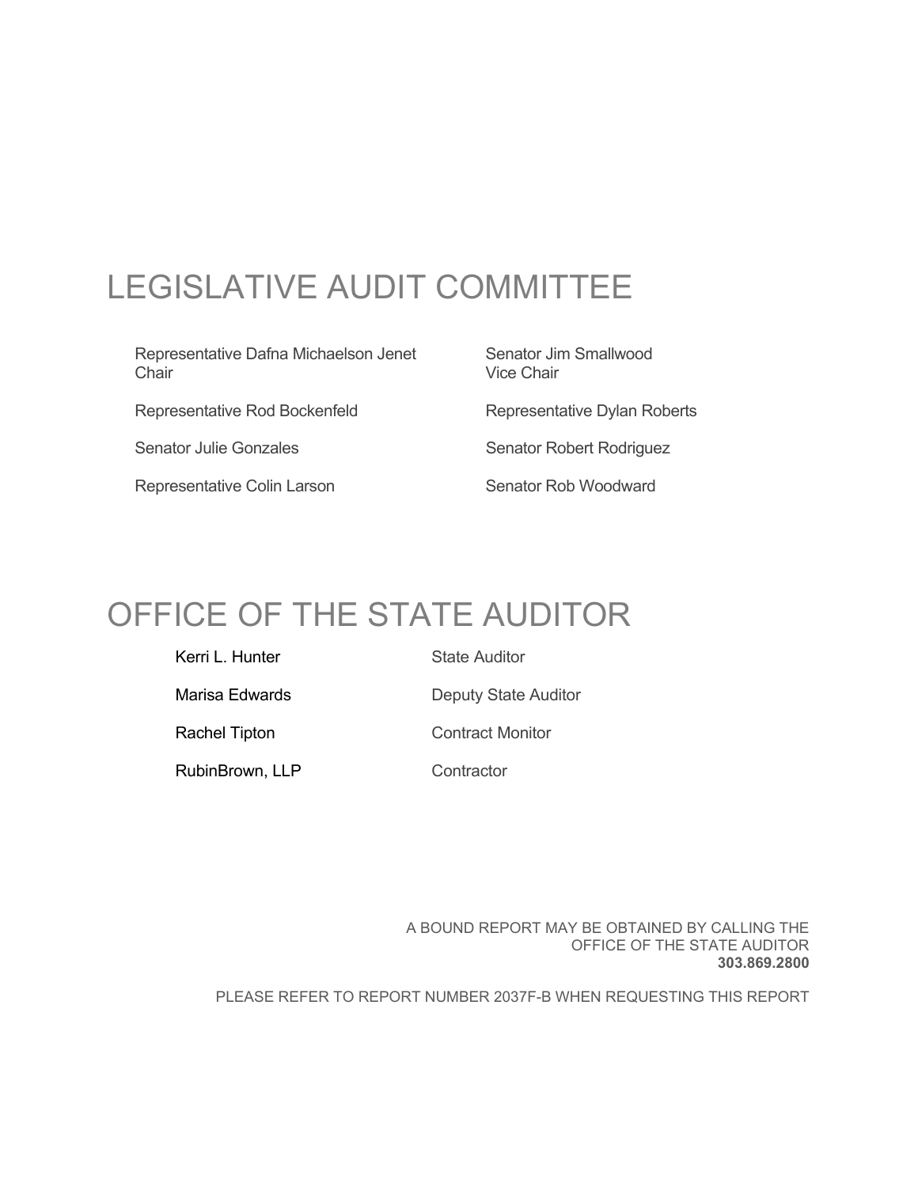# LEGISLATIVE AUDIT COMMITTEE

Representative Dafna Michaelson Jenet
Chair

Senator Jim Smallwood
Vice Chair

Representative Rod Bockenfeld

Representative Dylan Roberts

Senator Julie Gonzales

Senator Robert Rodriguez

Representative Colin Larson

Senator Rob Woodward

# OFFICE OF THE STATE AUDITOR

| | |
|---|---|
| Kerri L. Hunter | State Auditor |
| Marisa Edwards | Deputy State Auditor |
| Rachel Tipton | Contract Monitor |
| RubinBrown, LLP | Contractor |

A BOUND REPORT MAY BE OBTAINED BY CALLING THE OFFICE OF THE STATE AUDITOR
**303.869.2800**

PLEASE REFER TO REPORT NUMBER 2037F-B WHEN REQUESTING THIS REPORT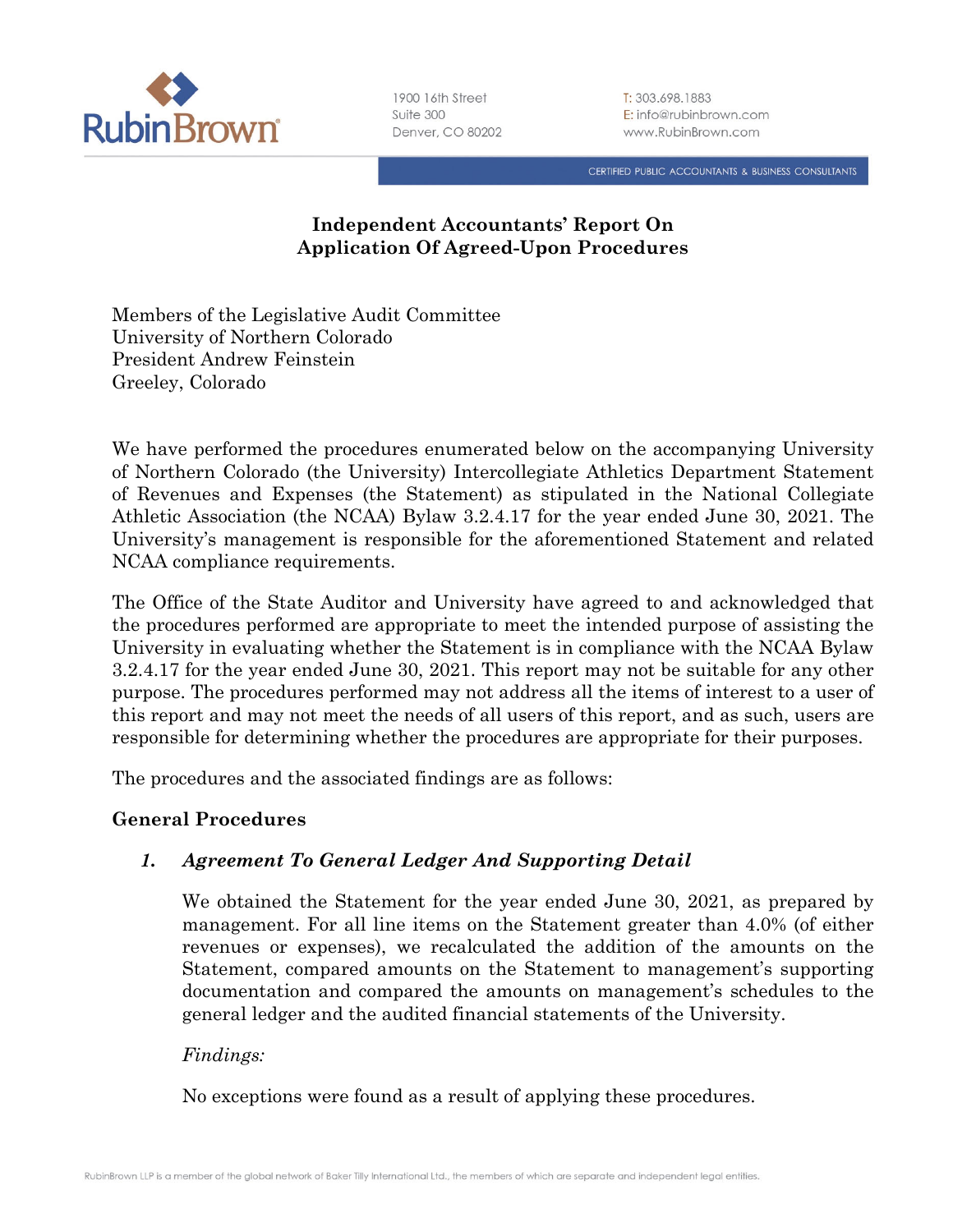# Independent Accountants' Report On Application Of Agreed-Upon Procedures

Members of the Legislative Audit Committee
University of Northern Colorado
President Andrew Feinstein
Greeley, Colorado

We have performed the procedures enumerated below on the accompanying University of Northern Colorado (the University) Intercollegiate Athletics Department Statement of Revenues and Expenses (the Statement) as stipulated in the National Collegiate Athletic Association (the NCAA) Bylaw 3.2.4.17 for the year ended June 30, 2021. The University's management is responsible for the aforementioned Statement and related NCAA compliance requirements.

The Office of the State Auditor and University have agreed to and acknowledged that the procedures performed are appropriate to meet the intended purpose of assisting the University in evaluating whether the Statement is in compliance with the NCAA Bylaw 3.2.4.17 for the year ended June 30, 2021. This report may not be suitable for any other purpose. The procedures performed may not address all the items of interest to a user of this report and may not meet the needs of all users of this report, and as such, users are responsible for determining whether the procedures are appropriate for their purposes.

The procedures and the associated findings are as follows:

## General Procedures

### *1. Agreement To General Ledger And Supporting Detail*

We obtained the Statement for the year ended June 30, 2021, as prepared by management. For all line items on the Statement greater than 4.0% (of either revenues or expenses), we recalculated the addition of the amounts on the Statement, compared amounts on the Statement to management's supporting documentation and compared the amounts on management's schedules to the general ledger and the audited financial statements of the University.

*Findings:*

No exceptions were found as a result of applying these procedures.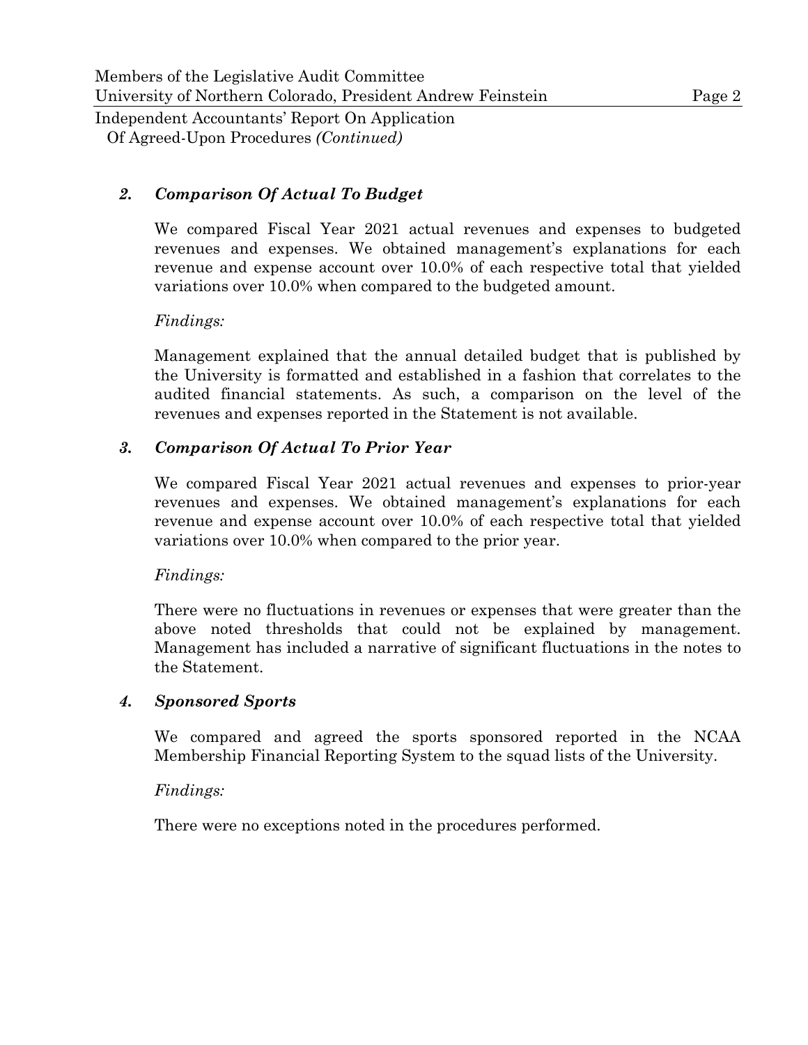### *2. Comparison Of Actual To Budget*

We compared Fiscal Year 2021 actual revenues and expenses to budgeted revenues and expenses. We obtained management's explanations for each revenue and expense account over 10.0% of each respective total that yielded variations over 10.0% when compared to the budgeted amount.

*Findings:*

Management explained that the annual detailed budget that is published by the University is formatted and established in a fashion that correlates to the audited financial statements. As such, a comparison on the level of the revenues and expenses reported in the Statement is not available.

### *3. Comparison Of Actual To Prior Year*

We compared Fiscal Year 2021 actual revenues and expenses to prior-year revenues and expenses. We obtained management's explanations for each revenue and expense account over 10.0% of each respective total that yielded variations over 10.0% when compared to the prior year.

*Findings:*

There were no fluctuations in revenues or expenses that were greater than the above noted thresholds that could not be explained by management. Management has included a narrative of significant fluctuations in the notes to the Statement.

### *4. Sponsored Sports*

We compared and agreed the sports sponsored reported in the NCAA Membership Financial Reporting System to the squad lists of the University.

*Findings:*

There were no exceptions noted in the procedures performed.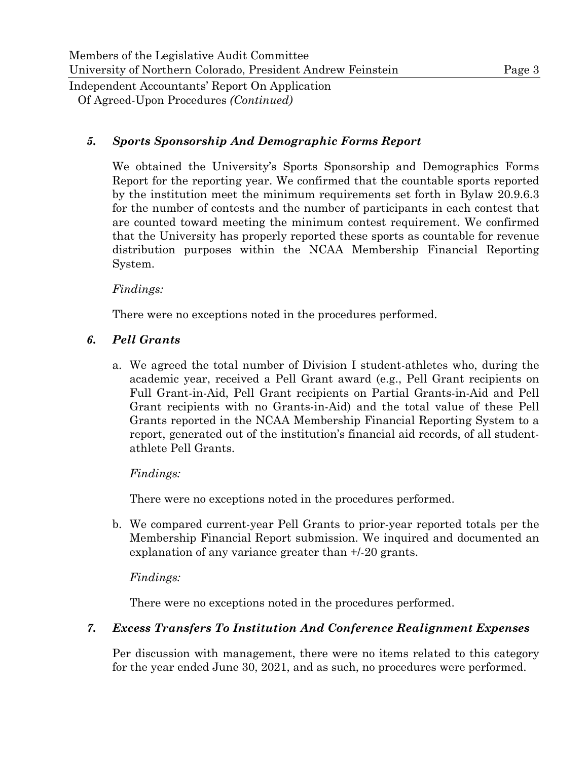### *5. Sports Sponsorship And Demographic Forms Report*

We obtained the University's Sports Sponsorship and Demographics Forms Report for the reporting year. We confirmed that the countable sports reported by the institution meet the minimum requirements set forth in Bylaw 20.9.6.3 for the number of contests and the number of participants in each contest that are counted toward meeting the minimum contest requirement. We confirmed that the University has properly reported these sports as countable for revenue distribution purposes within the NCAA Membership Financial Reporting System.

*Findings:*

There were no exceptions noted in the procedures performed.

### *6. Pell Grants*

a. We agreed the total number of Division I student-athletes who, during the academic year, received a Pell Grant award (e.g., Pell Grant recipients on Full Grant-in-Aid, Pell Grant recipients on Partial Grants-in-Aid and Pell Grant recipients with no Grants-in-Aid) and the total value of these Pell Grants reported in the NCAA Membership Financial Reporting System to a report, generated out of the institution's financial aid records, of all student-athlete Pell Grants.

   *Findings:*

   There were no exceptions noted in the procedures performed.

b. We compared current-year Pell Grants to prior-year reported totals per the Membership Financial Report submission. We inquired and documented an explanation of any variance greater than +/-20 grants.

   *Findings:*

   There were no exceptions noted in the procedures performed.

### *7. Excess Transfers To Institution And Conference Realignment Expenses*

Per discussion with management, there were no items related to this category for the year ended June 30, 2021, and as such, no procedures were performed.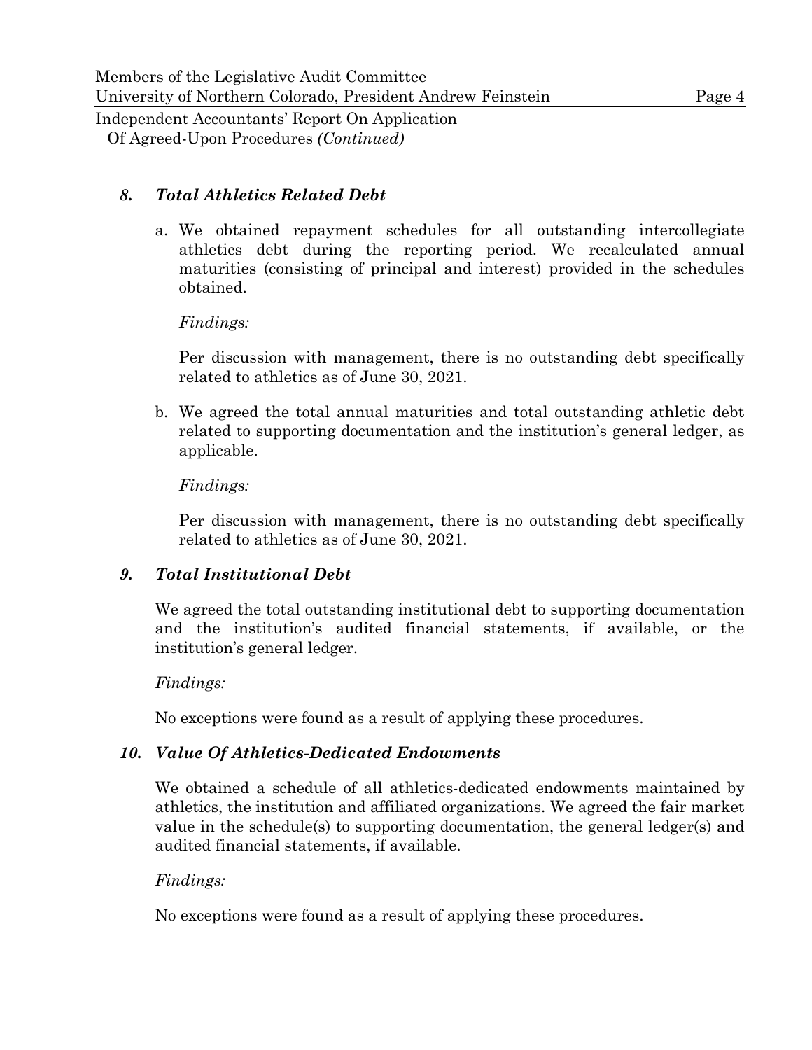### *8. Total Athletics Related Debt*

a. We obtained repayment schedules for all outstanding intercollegiate athletics debt during the reporting period. We recalculated annual maturities (consisting of principal and interest) provided in the schedules obtained.

*Findings:*

Per discussion with management, there is no outstanding debt specifically related to athletics as of June 30, 2021.

b. We agreed the total annual maturities and total outstanding athletic debt related to supporting documentation and the institution's general ledger, as applicable.

*Findings:*

Per discussion with management, there is no outstanding debt specifically related to athletics as of June 30, 2021.

### *9. Total Institutional Debt*

We agreed the total outstanding institutional debt to supporting documentation and the institution's audited financial statements, if available, or the institution's general ledger.

*Findings:*

No exceptions were found as a result of applying these procedures.

### *10. Value Of Athletics-Dedicated Endowments*

We obtained a schedule of all athletics-dedicated endowments maintained by athletics, the institution and affiliated organizations. We agreed the fair market value in the schedule(s) to supporting documentation, the general ledger(s) and audited financial statements, if available.

*Findings:*

No exceptions were found as a result of applying these procedures.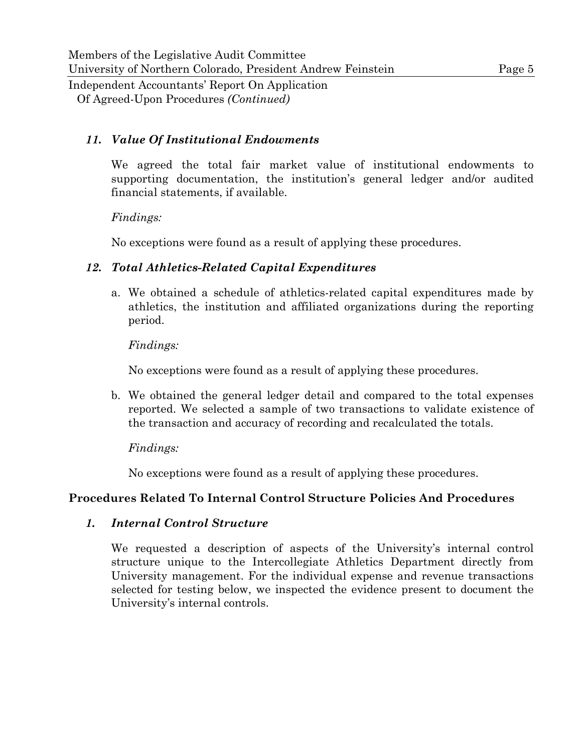### *11. Value Of Institutional Endowments*

We agreed the total fair market value of institutional endowments to supporting documentation, the institution's general ledger and/or audited financial statements, if available.

*Findings:*

No exceptions were found as a result of applying these procedures.

### *12. Total Athletics-Related Capital Expenditures*

a. We obtained a schedule of athletics-related capital expenditures made by athletics, the institution and affiliated organizations during the reporting period.

   *Findings:*

   No exceptions were found as a result of applying these procedures.

b. We obtained the general ledger detail and compared to the total expenses reported. We selected a sample of two transactions to validate existence of the transaction and accuracy of recording and recalculated the totals.

   *Findings:*

   No exceptions were found as a result of applying these procedures.

## Procedures Related To Internal Control Structure Policies And Procedures

### *1. Internal Control Structure*

We requested a description of aspects of the University's internal control structure unique to the Intercollegiate Athletics Department directly from University management. For the individual expense and revenue transactions selected for testing below, we inspected the evidence present to document the University's internal controls.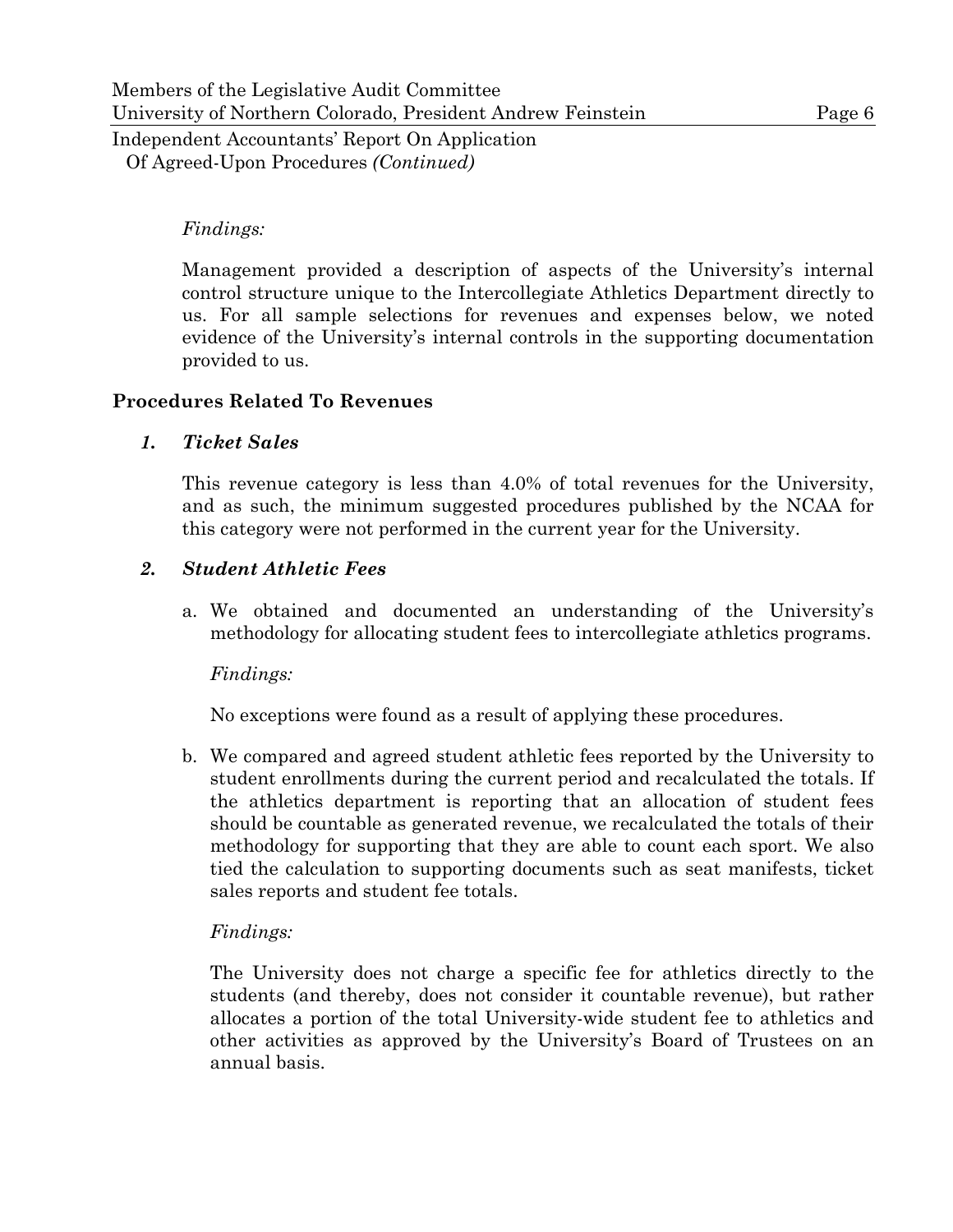*Findings:*

Management provided a description of aspects of the University's internal control structure unique to the Intercollegiate Athletics Department directly to us. For all sample selections for revenues and expenses below, we noted evidence of the University's internal controls in the supporting documentation provided to us.

## Procedures Related To Revenues

### *1. Ticket Sales*

This revenue category is less than 4.0% of total revenues for the University, and as such, the minimum suggested procedures published by the NCAA for this category were not performed in the current year for the University.

### *2. Student Athletic Fees*

a. We obtained and documented an understanding of the University's methodology for allocating student fees to intercollegiate athletics programs.

   *Findings:*

   No exceptions were found as a result of applying these procedures.

b. We compared and agreed student athletic fees reported by the University to student enrollments during the current period and recalculated the totals. If the athletics department is reporting that an allocation of student fees should be countable as generated revenue, we recalculated the totals of their methodology for supporting that they are able to count each sport. We also tied the calculation to supporting documents such as seat manifests, ticket sales reports and student fee totals.

   *Findings:*

   The University does not charge a specific fee for athletics directly to the students (and thereby, does not consider it countable revenue), but rather allocates a portion of the total University-wide student fee to athletics and other activities as approved by the University's Board of Trustees on an annual basis.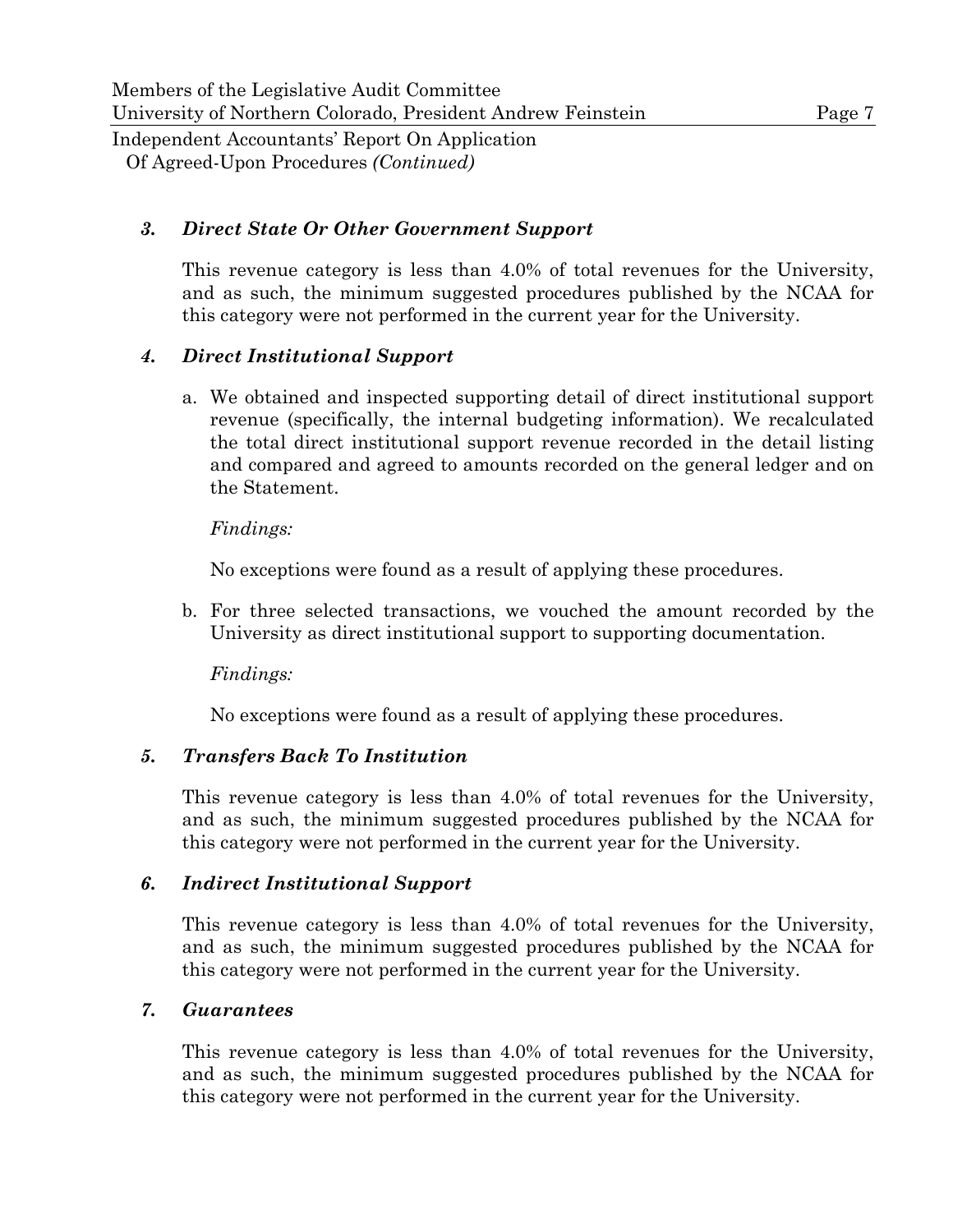### *3. Direct State Or Other Government Support*

This revenue category is less than 4.0% of total revenues for the University, and as such, the minimum suggested procedures published by the NCAA for this category were not performed in the current year for the University.

### *4. Direct Institutional Support*

a. We obtained and inspected supporting detail of direct institutional support revenue (specifically, the internal budgeting information). We recalculated the total direct institutional support revenue recorded in the detail listing and compared and agreed to amounts recorded on the general ledger and on the Statement.

   *Findings:*

   No exceptions were found as a result of applying these procedures.

b. For three selected transactions, we vouched the amount recorded by the University as direct institutional support to supporting documentation.

   *Findings:*

   No exceptions were found as a result of applying these procedures.

### *5. Transfers Back To Institution*

This revenue category is less than 4.0% of total revenues for the University, and as such, the minimum suggested procedures published by the NCAA for this category were not performed in the current year for the University.

### *6. Indirect Institutional Support*

This revenue category is less than 4.0% of total revenues for the University, and as such, the minimum suggested procedures published by the NCAA for this category were not performed in the current year for the University.

### *7. Guarantees*

This revenue category is less than 4.0% of total revenues for the University, and as such, the minimum suggested procedures published by the NCAA for this category were not performed in the current year for the University.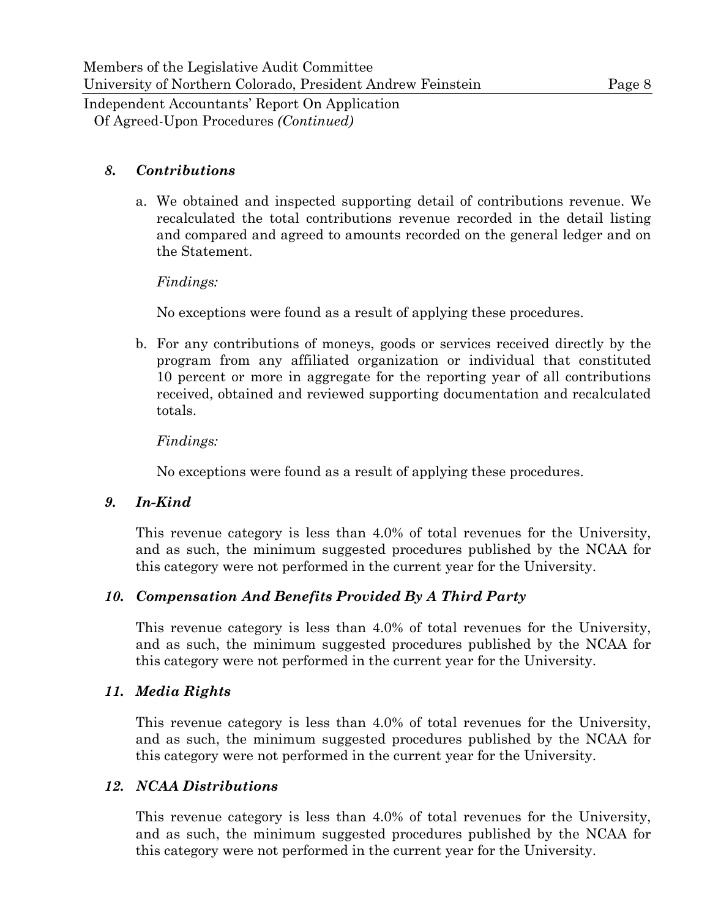### *8. Contributions*

a. We obtained and inspected supporting detail of contributions revenue. We recalculated the total contributions revenue recorded in the detail listing and compared and agreed to amounts recorded on the general ledger and on the Statement.

*Findings:*

No exceptions were found as a result of applying these procedures.

b. For any contributions of moneys, goods or services received directly by the program from any affiliated organization or individual that constituted 10 percent or more in aggregate for the reporting year of all contributions received, obtained and reviewed supporting documentation and recalculated totals.

*Findings:*

No exceptions were found as a result of applying these procedures.

### *9. In-Kind*

This revenue category is less than 4.0% of total revenues for the University, and as such, the minimum suggested procedures published by the NCAA for this category were not performed in the current year for the University.

### *10. Compensation And Benefits Provided By A Third Party*

This revenue category is less than 4.0% of total revenues for the University, and as such, the minimum suggested procedures published by the NCAA for this category were not performed in the current year for the University.

### *11. Media Rights*

This revenue category is less than 4.0% of total revenues for the University, and as such, the minimum suggested procedures published by the NCAA for this category were not performed in the current year for the University.

### *12. NCAA Distributions*

This revenue category is less than 4.0% of total revenues for the University, and as such, the minimum suggested procedures published by the NCAA for this category were not performed in the current year for the University.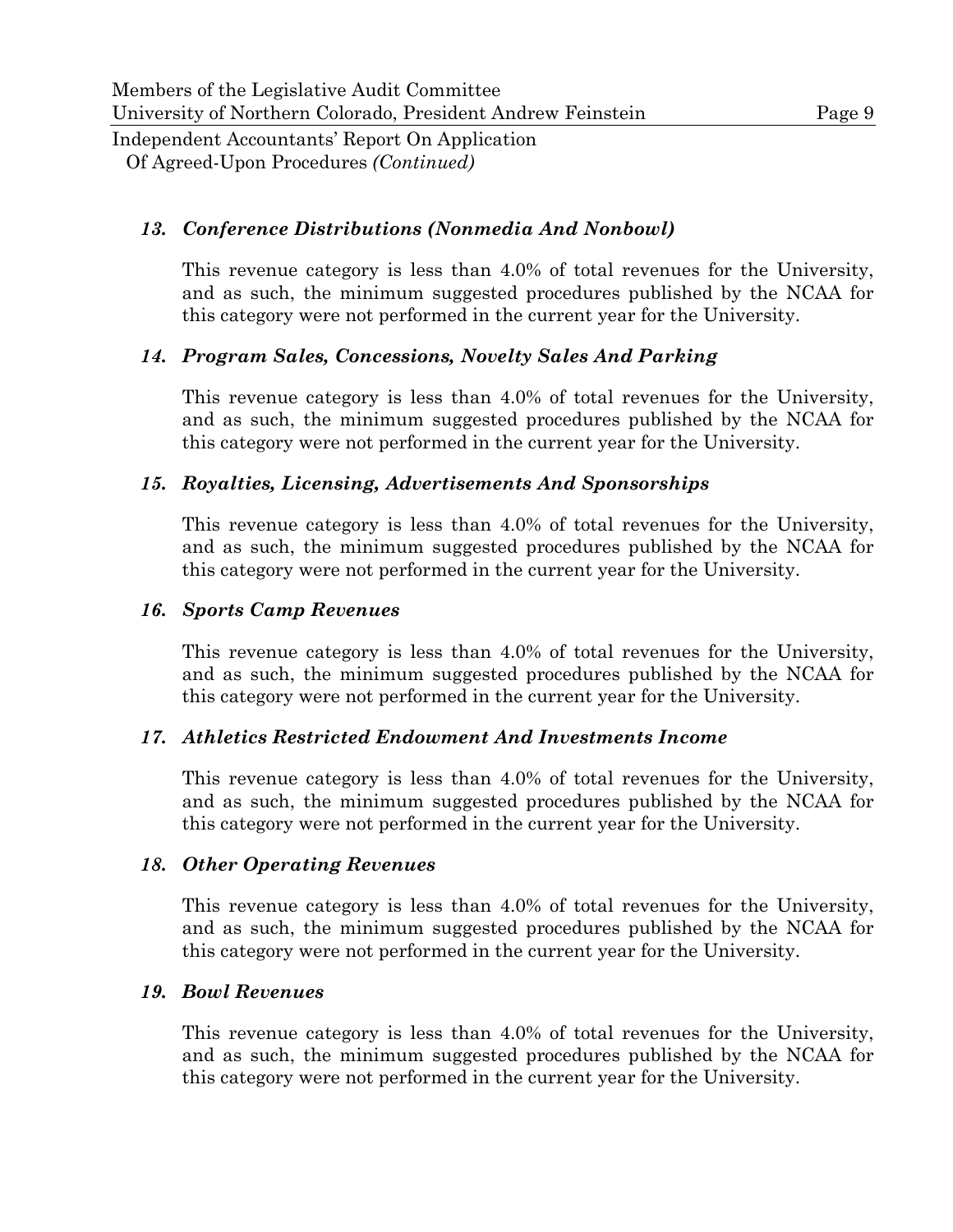### *13. Conference Distributions (Nonmedia And Nonbowl)*

This revenue category is less than 4.0% of total revenues for the University, and as such, the minimum suggested procedures published by the NCAA for this category were not performed in the current year for the University.

### *14. Program Sales, Concessions, Novelty Sales And Parking*

This revenue category is less than 4.0% of total revenues for the University, and as such, the minimum suggested procedures published by the NCAA for this category were not performed in the current year for the University.

### *15. Royalties, Licensing, Advertisements And Sponsorships*

This revenue category is less than 4.0% of total revenues for the University, and as such, the minimum suggested procedures published by the NCAA for this category were not performed in the current year for the University.

### *16. Sports Camp Revenues*

This revenue category is less than 4.0% of total revenues for the University, and as such, the minimum suggested procedures published by the NCAA for this category were not performed in the current year for the University.

### *17. Athletics Restricted Endowment And Investments Income*

This revenue category is less than 4.0% of total revenues for the University, and as such, the minimum suggested procedures published by the NCAA for this category were not performed in the current year for the University.

### *18. Other Operating Revenues*

This revenue category is less than 4.0% of total revenues for the University, and as such, the minimum suggested procedures published by the NCAA for this category were not performed in the current year for the University.

### *19. Bowl Revenues*

This revenue category is less than 4.0% of total revenues for the University, and as such, the minimum suggested procedures published by the NCAA for this category were not performed in the current year for the University.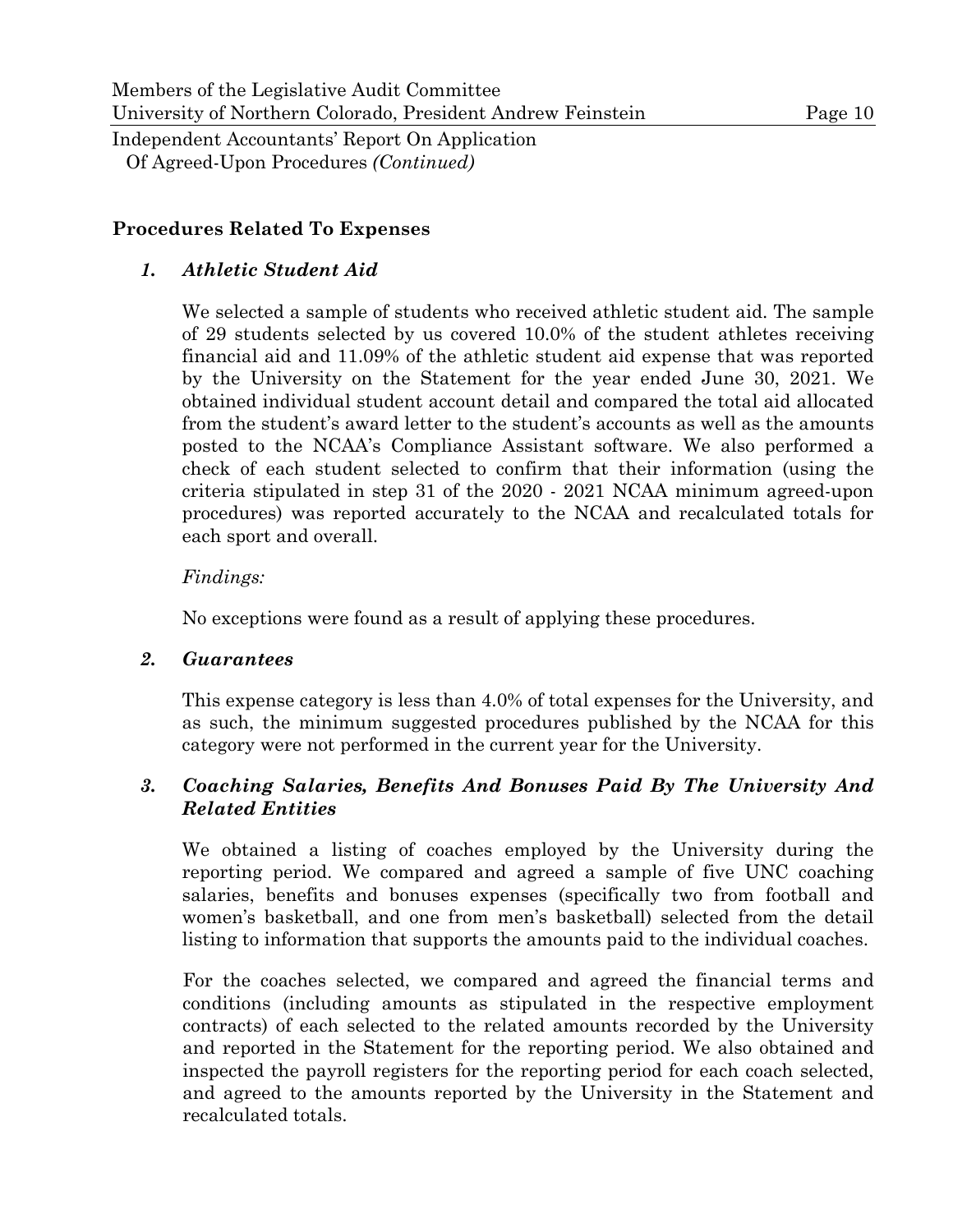### Procedures Related To Expenses

#### *1. Athletic Student Aid*

We selected a sample of students who received athletic student aid. The sample of 29 students selected by us covered 10.0% of the student athletes receiving financial aid and 11.09% of the athletic student aid expense that was reported by the University on the Statement for the year ended June 30, 2021. We obtained individual student account detail and compared the total aid allocated from the student's award letter to the student's accounts as well as the amounts posted to the NCAA's Compliance Assistant software. We also performed a check of each student selected to confirm that their information (using the criteria stipulated in step 31 of the 2020 - 2021 NCAA minimum agreed-upon procedures) was reported accurately to the NCAA and recalculated totals for each sport and overall.

*Findings:*

No exceptions were found as a result of applying these procedures.

#### *2. Guarantees*

This expense category is less than 4.0% of total expenses for the University, and as such, the minimum suggested procedures published by the NCAA for this category were not performed in the current year for the University.

#### *3. Coaching Salaries, Benefits And Bonuses Paid By The University And Related Entities*

We obtained a listing of coaches employed by the University during the reporting period. We compared and agreed a sample of five UNC coaching salaries, benefits and bonuses expenses (specifically two from football and women's basketball, and one from men's basketball) selected from the detail listing to information that supports the amounts paid to the individual coaches.

For the coaches selected, we compared and agreed the financial terms and conditions (including amounts as stipulated in the respective employment contracts) of each selected to the related amounts recorded by the University and reported in the Statement for the reporting period. We also obtained and inspected the payroll registers for the reporting period for each coach selected, and agreed to the amounts reported by the University in the Statement and recalculated totals.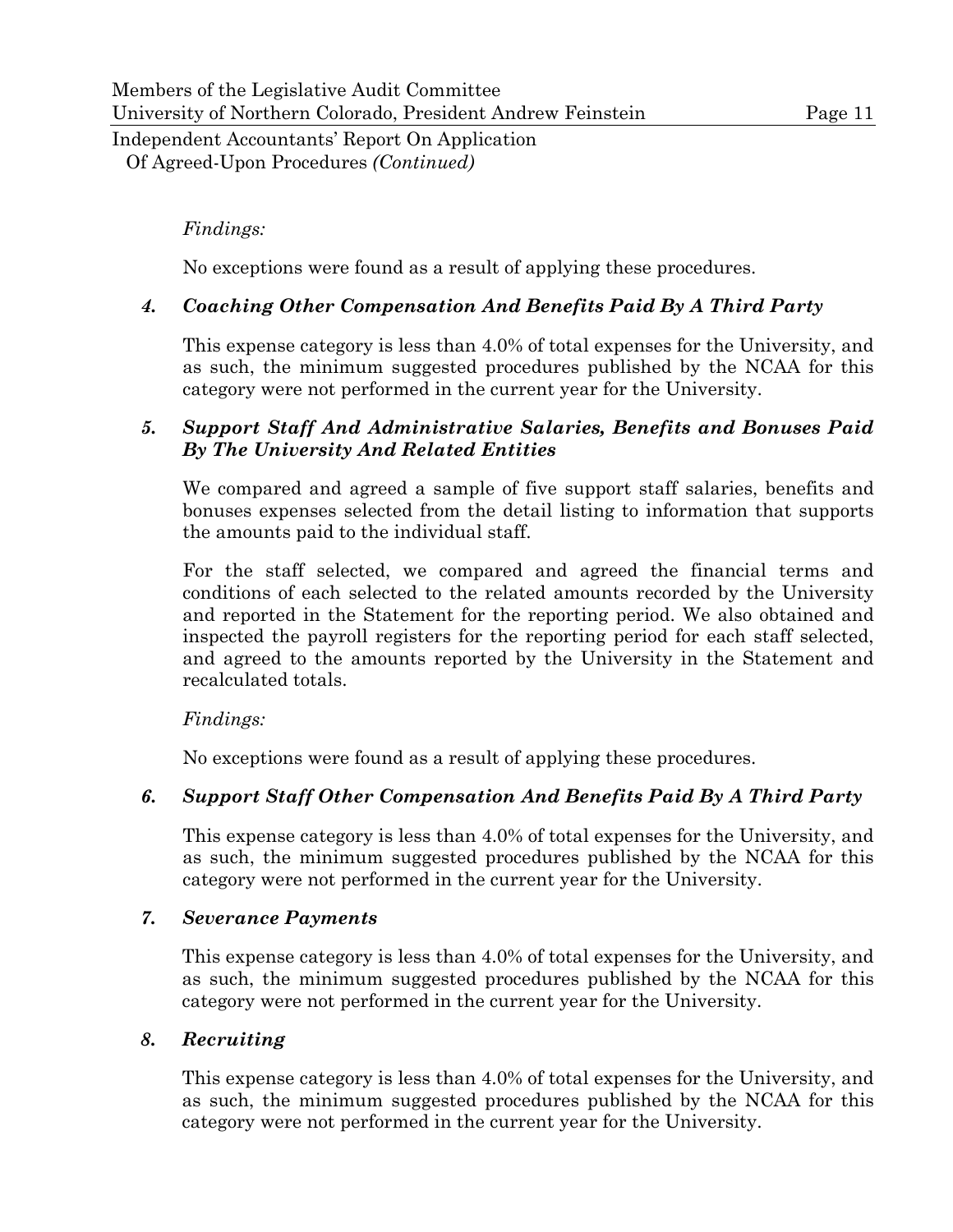*Findings:*

No exceptions were found as a result of applying these procedures.

### *4. Coaching Other Compensation And Benefits Paid By A Third Party*

This expense category is less than 4.0% of total expenses for the University, and as such, the minimum suggested procedures published by the NCAA for this category were not performed in the current year for the University.

### *5. Support Staff And Administrative Salaries, Benefits and Bonuses Paid By The University And Related Entities*

We compared and agreed a sample of five support staff salaries, benefits and bonuses expenses selected from the detail listing to information that supports the amounts paid to the individual staff.

For the staff selected, we compared and agreed the financial terms and conditions of each selected to the related amounts recorded by the University and reported in the Statement for the reporting period. We also obtained and inspected the payroll registers for the reporting period for each staff selected, and agreed to the amounts reported by the University in the Statement and recalculated totals.

*Findings:*

No exceptions were found as a result of applying these procedures.

### *6. Support Staff Other Compensation And Benefits Paid By A Third Party*

This expense category is less than 4.0% of total expenses for the University, and as such, the minimum suggested procedures published by the NCAA for this category were not performed in the current year for the University.

### *7. Severance Payments*

This expense category is less than 4.0% of total expenses for the University, and as such, the minimum suggested procedures published by the NCAA for this category were not performed in the current year for the University.

### *8. Recruiting*

This expense category is less than 4.0% of total expenses for the University, and as such, the minimum suggested procedures published by the NCAA for this category were not performed in the current year for the University.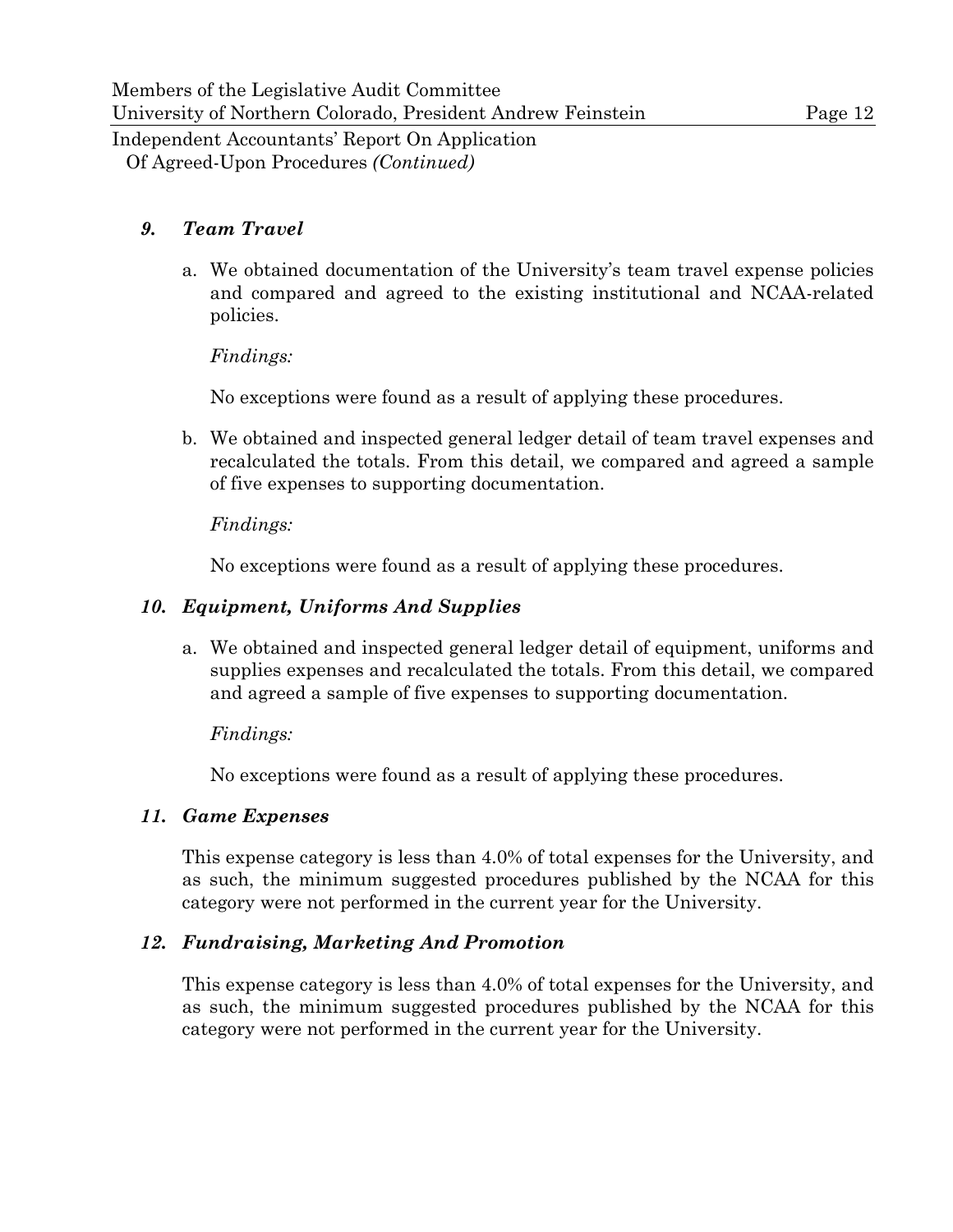### *9. Team Travel*

a. We obtained documentation of the University's team travel expense policies and compared and agreed to the existing institutional and NCAA-related policies.

*Findings:*

No exceptions were found as a result of applying these procedures.

b. We obtained and inspected general ledger detail of team travel expenses and recalculated the totals. From this detail, we compared and agreed a sample of five expenses to supporting documentation.

*Findings:*

No exceptions were found as a result of applying these procedures.

### *10. Equipment, Uniforms And Supplies*

a. We obtained and inspected general ledger detail of equipment, uniforms and supplies expenses and recalculated the totals. From this detail, we compared and agreed a sample of five expenses to supporting documentation.

*Findings:*

No exceptions were found as a result of applying these procedures.

### *11. Game Expenses*

This expense category is less than 4.0% of total expenses for the University, and as such, the minimum suggested procedures published by the NCAA for this category were not performed in the current year for the University.

### *12. Fundraising, Marketing And Promotion*

This expense category is less than 4.0% of total expenses for the University, and as such, the minimum suggested procedures published by the NCAA for this category were not performed in the current year for the University.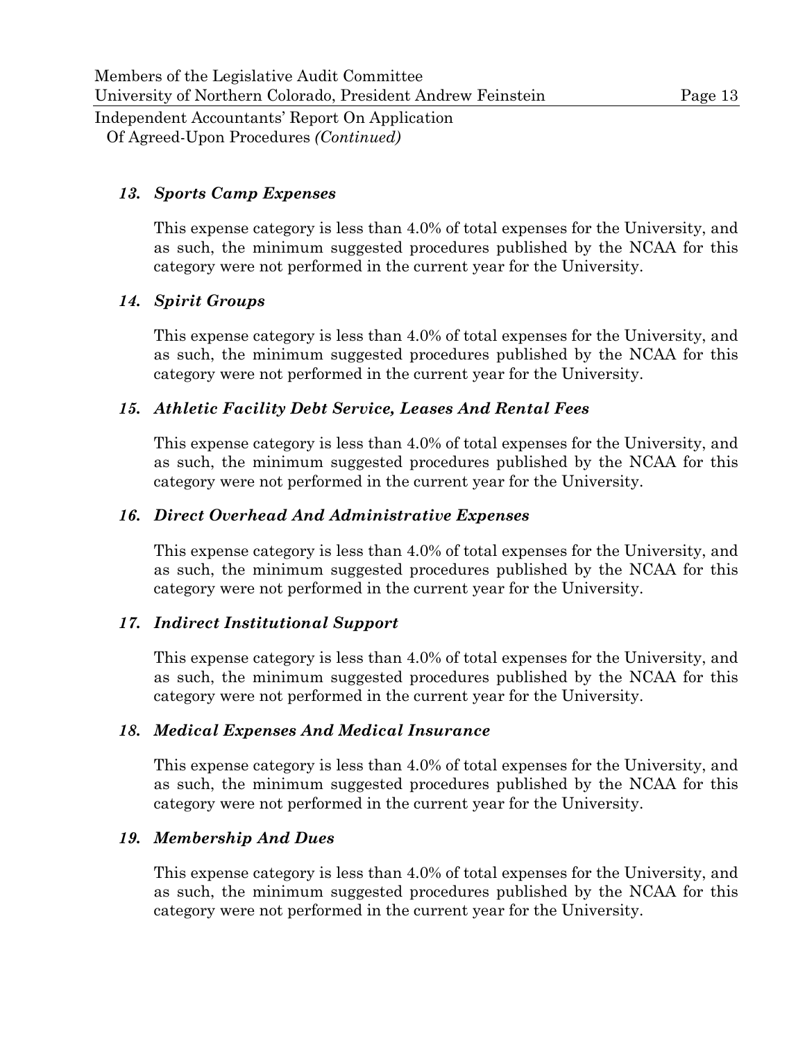### *13. Sports Camp Expenses*

This expense category is less than 4.0% of total expenses for the University, and as such, the minimum suggested procedures published by the NCAA for this category were not performed in the current year for the University.

### *14. Spirit Groups*

This expense category is less than 4.0% of total expenses for the University, and as such, the minimum suggested procedures published by the NCAA for this category were not performed in the current year for the University.

### *15. Athletic Facility Debt Service, Leases And Rental Fees*

This expense category is less than 4.0% of total expenses for the University, and as such, the minimum suggested procedures published by the NCAA for this category were not performed in the current year for the University.

### *16. Direct Overhead And Administrative Expenses*

This expense category is less than 4.0% of total expenses for the University, and as such, the minimum suggested procedures published by the NCAA for this category were not performed in the current year for the University.

### *17. Indirect Institutional Support*

This expense category is less than 4.0% of total expenses for the University, and as such, the minimum suggested procedures published by the NCAA for this category were not performed in the current year for the University.

### *18. Medical Expenses And Medical Insurance*

This expense category is less than 4.0% of total expenses for the University, and as such, the minimum suggested procedures published by the NCAA for this category were not performed in the current year for the University.

### *19. Membership And Dues*

This expense category is less than 4.0% of total expenses for the University, and as such, the minimum suggested procedures published by the NCAA for this category were not performed in the current year for the University.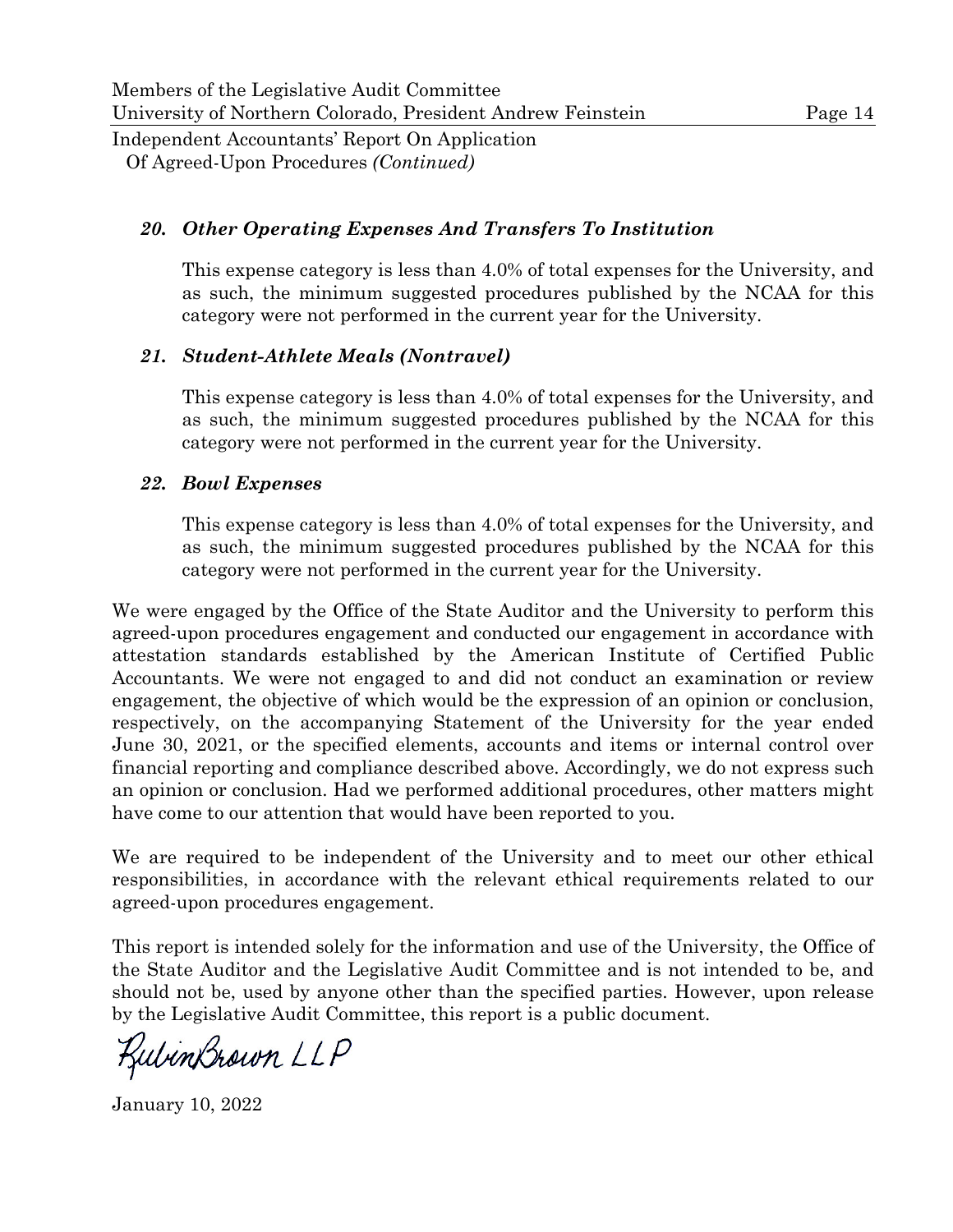### *20. Other Operating Expenses And Transfers To Institution*

This expense category is less than 4.0% of total expenses for the University, and as such, the minimum suggested procedures published by the NCAA for this category were not performed in the current year for the University.

### *21. Student-Athlete Meals (Nontravel)*

This expense category is less than 4.0% of total expenses for the University, and as such, the minimum suggested procedures published by the NCAA for this category were not performed in the current year for the University.

### *22. Bowl Expenses*

This expense category is less than 4.0% of total expenses for the University, and as such, the minimum suggested procedures published by the NCAA for this category were not performed in the current year for the University.

We were engaged by the Office of the State Auditor and the University to perform this agreed-upon procedures engagement and conducted our engagement in accordance with attestation standards established by the American Institute of Certified Public Accountants. We were not engaged to and did not conduct an examination or review engagement, the objective of which would be the expression of an opinion or conclusion, respectively, on the accompanying Statement of the University for the year ended June 30, 2021, or the specified elements, accounts and items or internal control over financial reporting and compliance described above. Accordingly, we do not express such an opinion or conclusion. Had we performed additional procedures, other matters might have come to our attention that would have been reported to you.

We are required to be independent of the University and to meet our other ethical responsibilities, in accordance with the relevant ethical requirements related to our agreed-upon procedures engagement.

This report is intended solely for the information and use of the University, the Office of the State Auditor and the Legislative Audit Committee and is not intended to be, and should not be, used by anyone other than the specified parties. However, upon release by the Legislative Audit Committee, this report is a public document.

RubinBrown LLP

January 10, 2022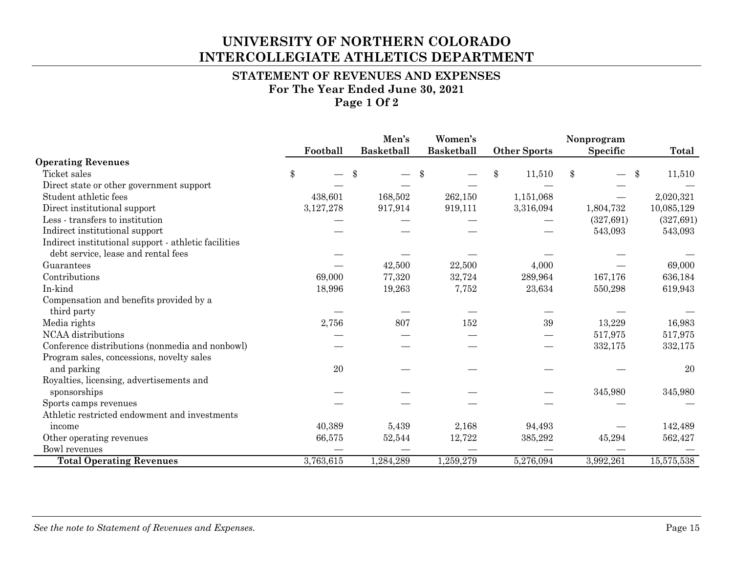# UNIVERSITY OF NORTHERN COLORADO
# INTERCOLLEGIATE ATHLETICS DEPARTMENT

## STATEMENT OF REVENUES AND EXPENSES
### For The Year Ended June 30, 2021
### Page 1 Of 2

| | Football | Men's Basketball | Women's Basketball | Other Sports | Nonprogram Specific | Total |
|---|---|---|---|---|---|---|
| **Operating Revenues** | | | | | | |
| Ticket sales | $ — | $ — | $ — | $ 11,510 | $ — | $ 11,510 |
| Direct state or other government support | — | — | — | — | — | — |
| Student athletic fees | 438,601 | 168,502 | 262,150 | 1,151,068 | — | 2,020,321 |
| Direct institutional support | 3,127,278 | 917,914 | 919,111 | 3,316,094 | 1,804,732 | 10,085,129 |
| Less - transfers to institution | — | — | — | — | (327,691) | (327,691) |
| Indirect institutional support | — | — | — | — | 543,093 | 543,093 |
| Indirect institutional support - athletic facilities debt service, lease and rental fees | — | — | — | — | — | — |
| Guarantees | — | 42,500 | 22,500 | 4,000 | — | 69,000 |
| Contributions | 69,000 | 77,320 | 32,724 | 289,964 | 167,176 | 636,184 |
| In-kind | 18,996 | 19,263 | 7,752 | 23,634 | 550,298 | 619,943 |
| Compensation and benefits provided by a third party | — | — | — | — | — | — |
| Media rights | 2,756 | 807 | 152 | 39 | 13,229 | 16,983 |
| NCAA distributions | — | — | — | — | 517,975 | 517,975 |
| Conference distributions (nonmedia and nonbowl) | — | — | — | — | 332,175 | 332,175 |
| Program sales, concessions, novelty sales and parking | 20 | — | — | — | — | 20 |
| Royalties, licensing, advertisements and sponsorships | — | — | — | — | 345,980 | 345,980 |
| Sports camps revenues | — | — | — | — | — | — |
| Athletic restricted endowment and investments income | 40,389 | 5,439 | 2,168 | 94,493 | — | 142,489 |
| Other operating revenues | 66,575 | 52,544 | 12,722 | 385,292 | 45,294 | 562,427 |
| Bowl revenues | — | — | — | — | — | — |
| **Total Operating Revenues** | 3,763,615 | 1,284,289 | 1,259,279 | 5,276,094 | 3,992,261 | 15,575,538 |

*See the note to Statement of Revenues and Expenses.*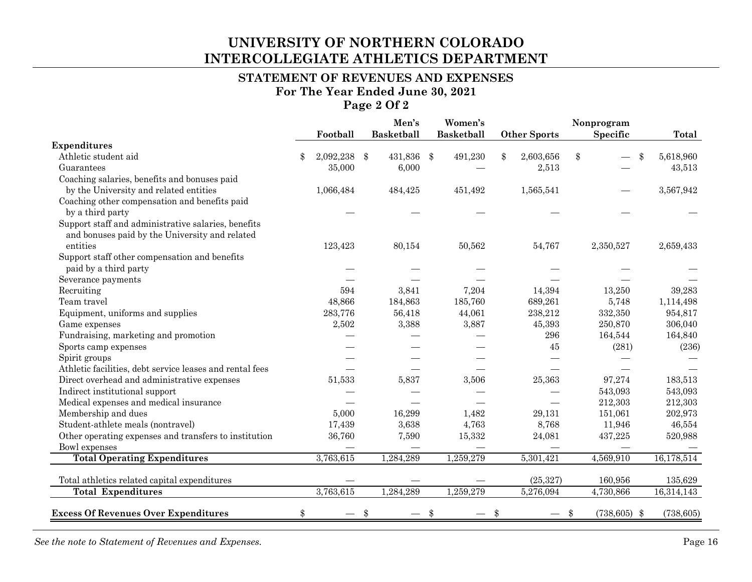# UNIVERSITY OF NORTHERN COLORADO
# INTERCOLLEGIATE ATHLETICS DEPARTMENT

## STATEMENT OF REVENUES AND EXPENSES
### For The Year Ended June 30, 2021
### Page 2 Of 2

| | Football | Men's Basketball | Women's Basketball | Other Sports | Nonprogram Specific | Total |
|---|---|---|---|---|---|---|
| **Expenditures** | | | | | | |
| Athletic student aid | $ 2,092,238 | $ 431,836 | $ 491,230 | $ 2,603,656 | $ — | $ 5,618,960 |
| Guarantees | 35,000 | 6,000 | — | 2,513 | — | 43,513 |
| Coaching salaries, benefits and bonuses paid by the University and related entities | 1,066,484 | 484,425 | 451,492 | 1,565,541 | — | 3,567,942 |
| Coaching other compensation and benefits paid by a third party | — | — | — | — | — | — |
| Support staff and administrative salaries, benefits and bonuses paid by the University and related entities | 123,423 | 80,154 | 50,562 | 54,767 | 2,350,527 | 2,659,433 |
| Support staff other compensation and benefits paid by a third party | — | — | — | — | — | — |
| Severance payments | — | — | — | — | — | — |
| Recruiting | 594 | 3,841 | 7,204 | 14,394 | 13,250 | 39,283 |
| Team travel | 48,866 | 184,863 | 185,760 | 689,261 | 5,748 | 1,114,498 |
| Equipment, uniforms and supplies | 283,776 | 56,418 | 44,061 | 238,212 | 332,350 | 954,817 |
| Game expenses | 2,502 | 3,388 | 3,887 | 45,393 | 250,870 | 306,040 |
| Fundraising, marketing and promotion | — | — | — | 296 | 164,544 | 164,840 |
| Sports camp expenses | — | — | — | 45 | (281) | (236) |
| Spirit groups | — | — | — | — | — | — |
| Athletic facilities, debt service leases and rental fees | — | — | — | — | — | — |
| Direct overhead and administrative expenses | 51,533 | 5,837 | 3,506 | 25,363 | 97,274 | 183,513 |
| Indirect institutional support | — | — | — | — | 543,093 | 543,093 |
| Medical expenses and medical insurance | — | — | — | — | 212,303 | 212,303 |
| Membership and dues | 5,000 | 16,299 | 1,482 | 29,131 | 151,061 | 202,973 |
| Student-athlete meals (nontravel) | 17,439 | 3,638 | 4,763 | 8,768 | 11,946 | 46,554 |
| Other operating expenses and transfers to institution | 36,760 | 7,590 | 15,332 | 24,081 | 437,225 | 520,988 |
| Bowl expenses | — | — | — | — | — | — |
| **Total Operating Expenditures** | 3,763,615 | 1,284,289 | 1,259,279 | 5,301,421 | 4,569,910 | 16,178,514 |
| Total athletics related capital expenditures | — | — | — | (25,327) | 160,956 | 135,629 |
| **Total Expenditures** | 3,763,615 | 1,284,289 | 1,259,279 | 5,276,094 | 4,730,866 | 16,314,143 |
| **Excess Of Revenues Over Expenditures** | $ — | $ — | $ — | $ — | $ (738,605) | $ (738,605) |

*See the note to Statement of Revenues and Expenses.*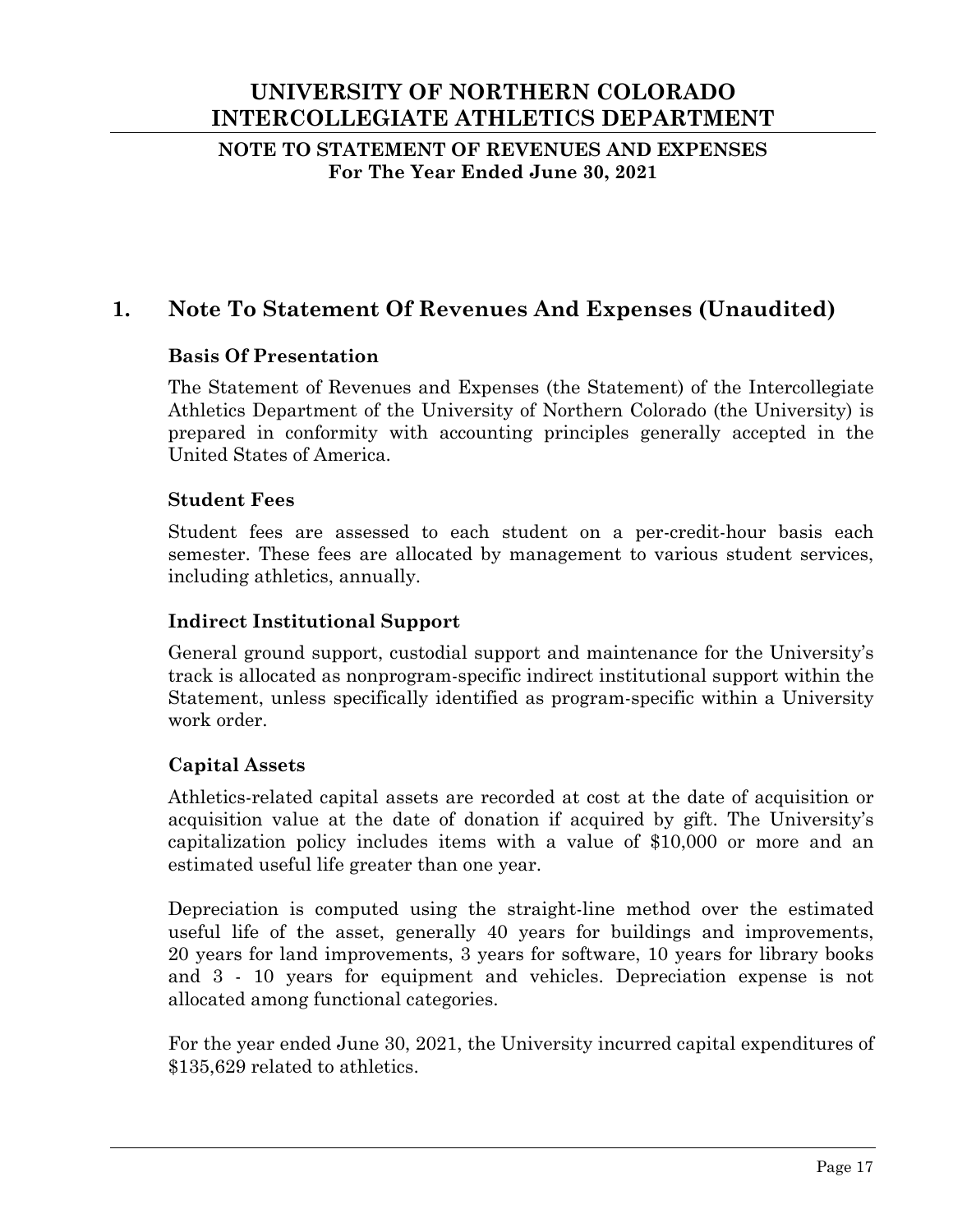# UNIVERSITY OF NORTHERN COLORADO INTERCOLLEGIATE ATHLETICS DEPARTMENT

**NOTE TO STATEMENT OF REVENUES AND EXPENSES**
**For The Year Ended June 30, 2021**

## 1. Note To Statement Of Revenues And Expenses (Unaudited)

### Basis Of Presentation

The Statement of Revenues and Expenses (the Statement) of the Intercollegiate Athletics Department of the University of Northern Colorado (the University) is prepared in conformity with accounting principles generally accepted in the United States of America.

### Student Fees

Student fees are assessed to each student on a per-credit-hour basis each semester. These fees are allocated by management to various student services, including athletics, annually.

### Indirect Institutional Support

General ground support, custodial support and maintenance for the University's track is allocated as nonprogram-specific indirect institutional support within the Statement, unless specifically identified as program-specific within a University work order.

### Capital Assets

Athletics-related capital assets are recorded at cost at the date of acquisition or acquisition value at the date of donation if acquired by gift. The University's capitalization policy includes items with a value of $10,000 or more and an estimated useful life greater than one year.

Depreciation is computed using the straight-line method over the estimated useful life of the asset, generally 40 years for buildings and improvements, 20 years for land improvements, 3 years for software, 10 years for library books and 3 - 10 years for equipment and vehicles. Depreciation expense is not allocated among functional categories.

For the year ended June 30, 2021, the University incurred capital expenditures of $135,629 related to athletics.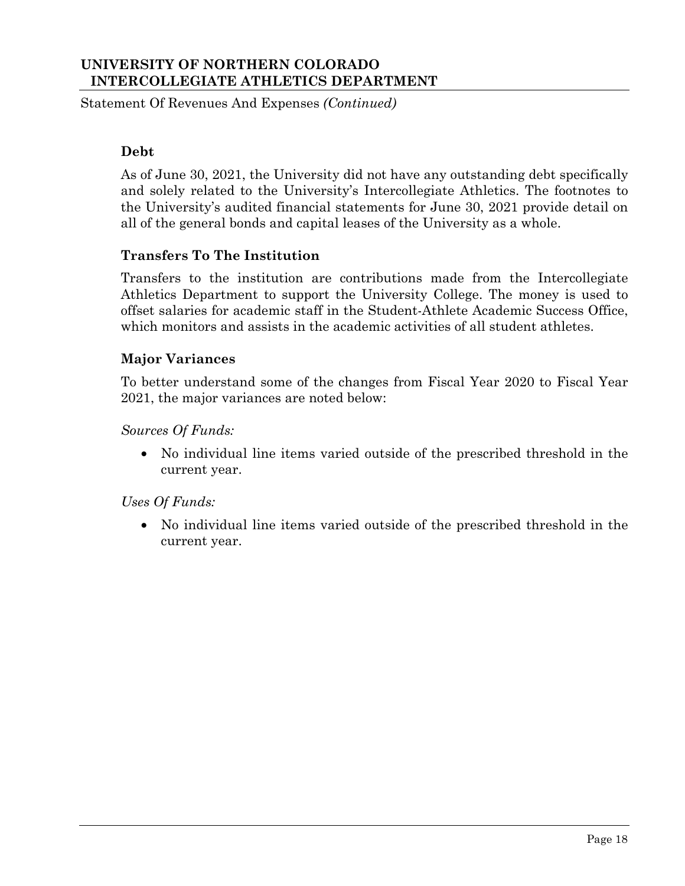### Debt

As of June 30, 2021, the University did not have any outstanding debt specifically and solely related to the University's Intercollegiate Athletics. The footnotes to the University's audited financial statements for June 30, 2021 provide detail on all of the general bonds and capital leases of the University as a whole.

### Transfers To The Institution

Transfers to the institution are contributions made from the Intercollegiate Athletics Department to support the University College. The money is used to offset salaries for academic staff in the Student-Athlete Academic Success Office, which monitors and assists in the academic activities of all student athletes.

### Major Variances

To better understand some of the changes from Fiscal Year 2020 to Fiscal Year 2021, the major variances are noted below:

*Sources Of Funds:*

- No individual line items varied outside of the prescribed threshold in the current year.

*Uses Of Funds:*

- No individual line items varied outside of the prescribed threshold in the current year.